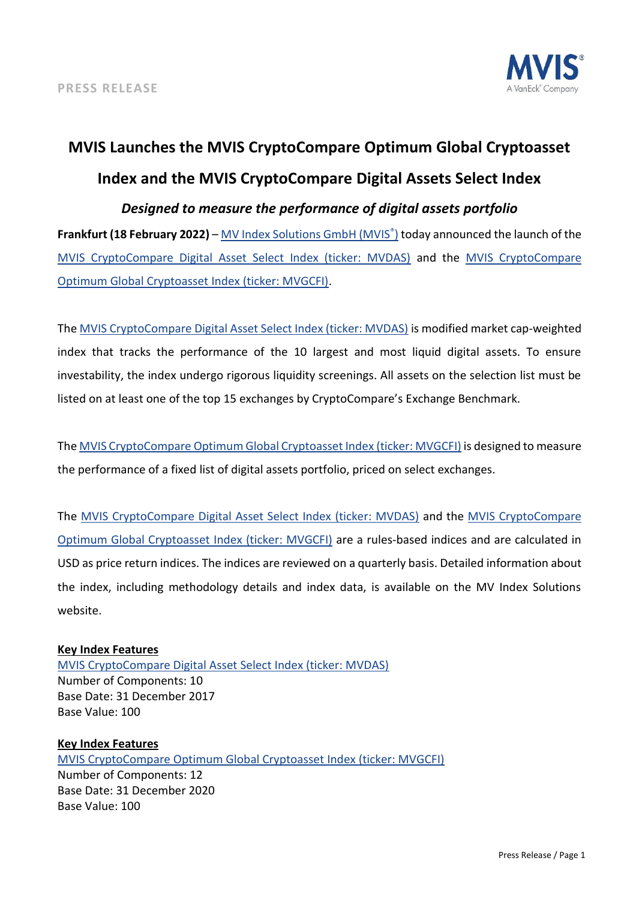PRESS RELEASE

# MVIS Launches the MVIS CryptoCompare Optimum Global Cryptoasset Index and the MVIS CryptoCompare Digital Assets Select Index

### *Designed to measure the performance of digital assets portfolio*

**Frankfurt (18 February 2022)** – MV Index Solutions GmbH (MVIS®) today announced the launch of the MVIS CryptoCompare Digital Asset Select Index (ticker: MVDAS) and the MVIS CryptoCompare Optimum Global Cryptoasset Index (ticker: MVGCFI).

The MVIS CryptoCompare Digital Asset Select Index (ticker: MVDAS) is modified market cap-weighted index that tracks the performance of the 10 largest and most liquid digital assets. To ensure investability, the index undergo rigorous liquidity screenings. All assets on the selection list must be listed on at least one of the top 15 exchanges by CryptoCompare's Exchange Benchmark.

The MVIS CryptoCompare Optimum Global Cryptoasset Index (ticker: MVGCFI) is designed to measure the performance of a fixed list of digital assets portfolio, priced on select exchanges.

The MVIS CryptoCompare Digital Asset Select Index (ticker: MVDAS) and the MVIS CryptoCompare Optimum Global Cryptoasset Index (ticker: MVGCFI) are a rules-based indices and are calculated in USD as price return indices. The indices are reviewed on a quarterly basis. Detailed information about the index, including methodology details and index data, is available on the MV Index Solutions website.

**Key Index Features**

MVIS CryptoCompare Digital Asset Select Index (ticker: MVDAS)
Number of Components: 10
Base Date: 31 December 2017
Base Value: 100

**Key Index Features**

MVIS CryptoCompare Optimum Global Cryptoasset Index (ticker: MVGCFI)
Number of Components: 12
Base Date: 31 December 2020
Base Value: 100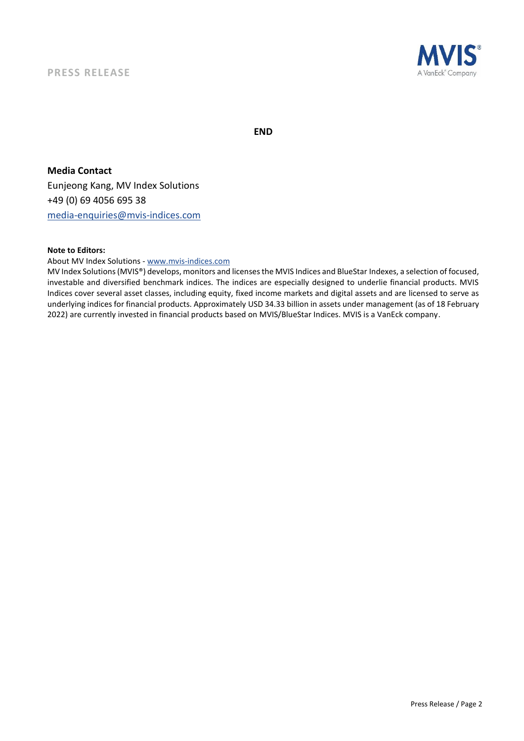**END**

**Media Contact**

Eunjeong Kang, MV Index Solutions
+49 (0) 69 4056 695 38
[media-enquiries@mvis-indices.com](mailto:media-enquiries@mvis-indices.com)

**Note to Editors:**

About MV Index Solutions - [www.mvis-indices.com](http://www.mvis-indices.com)

MV Index Solutions (MVIS®) develops, monitors and licenses the MVIS Indices and BlueStar Indexes, a selection of focused, investable and diversified benchmark indices. The indices are especially designed to underlie financial products. MVIS Indices cover several asset classes, including equity, fixed income markets and digital assets and are licensed to serve as underlying indices for financial products. Approximately USD 34.33 billion in assets under management (as of 18 February 2022) are currently invested in financial products based on MVIS/BlueStar Indices. MVIS is a VanEck company.